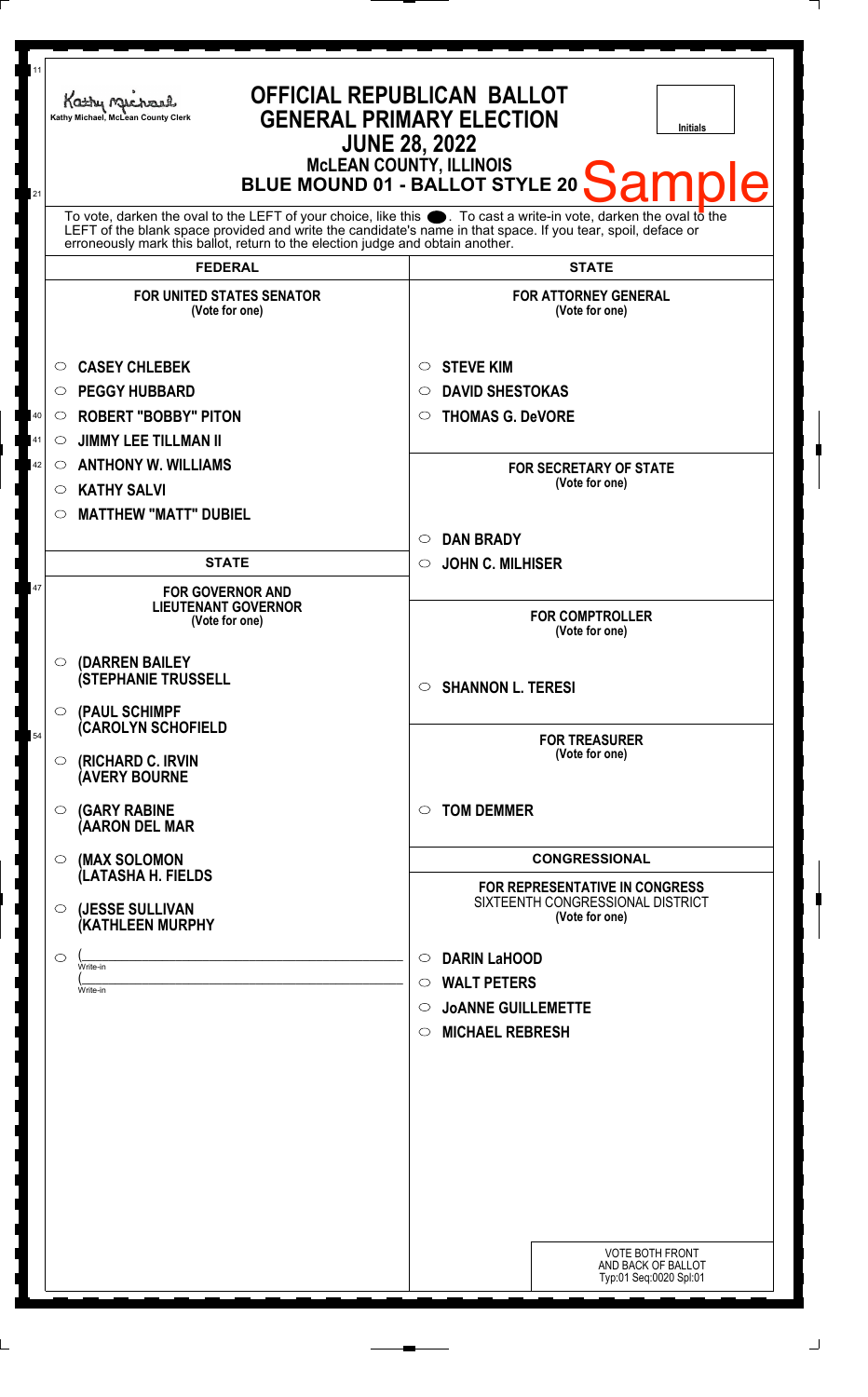Kathy Michael, McLean County Clerk

# OFFICIAL REPUBLICAN BALLOT
## GENERAL PRIMARY ELECTION
## JUNE 28, 2022
### McLEAN COUNTY, ILLINOIS
### BLUE MOUND 01 - BALLOT STYLE 20

Sample

Initials

To vote, darken the oval to the LEFT of your choice, like this ●. To cast a write-in vote, darken the oval to the LEFT of the blank space provided and write the candidate's name in that space. If you tear, spoil, deface or erroneously mark this ballot, return to the election judge and obtain another.

## FEDERAL

### FOR UNITED STATES SENATOR
(Vote for one)

- ○ CASEY CHLEBEK
- ○ PEGGY HUBBARD
- ○ ROBERT "BOBBY" PITON
- ○ JIMMY LEE TILLMAN II
- ○ ANTHONY W. WILLIAMS
- ○ KATHY SALVI
- ○ MATTHEW "MATT" DUBIEL

## STATE

### FOR GOVERNOR AND LIEUTENANT GOVERNOR
(Vote for one)

- ○ (DARREN BAILEY (STEPHANIE TRUSSELL
- ○ (PAUL SCHIMPF (CAROLYN SCHOFIELD
- ○ (RICHARD C. IRVIN (AVERY BOURNE
- ○ (GARY RABINE (AARON DEL MAR
- ○ (MAX SOLOMON (LATASHA H. FIELDS
- ○ (JESSE SULLIVAN (KATHLEEN MURPHY
- ○ (\_\_\_\_\_\_\_\_\_\_\_\_\_\_\_\_ Write-in (\_\_\_\_\_\_\_\_\_\_\_\_\_\_\_\_ Write-in

## STATE

### FOR ATTORNEY GENERAL
(Vote for one)

- ○ STEVE KIM
- ○ DAVID SHESTOKAS
- ○ THOMAS G. DeVORE

### FOR SECRETARY OF STATE
(Vote for one)

- ○ DAN BRADY
- ○ JOHN C. MILHISER

### FOR COMPTROLLER
(Vote for one)

- ○ SHANNON L. TERESI

### FOR TREASURER
(Vote for one)

- ○ TOM DEMMER

## CONGRESSIONAL

### FOR REPRESENTATIVE IN CONGRESS
SIXTEENTH CONGRESSIONAL DISTRICT
(Vote for one)

- ○ DARIN LaHOOD
- ○ WALT PETERS
- ○ JoANNE GUILLEMETTE
- ○ MICHAEL REBRESH

VOTE BOTH FRONT AND BACK OF BALLOT
Typ:01 Seq:0020 Spl:01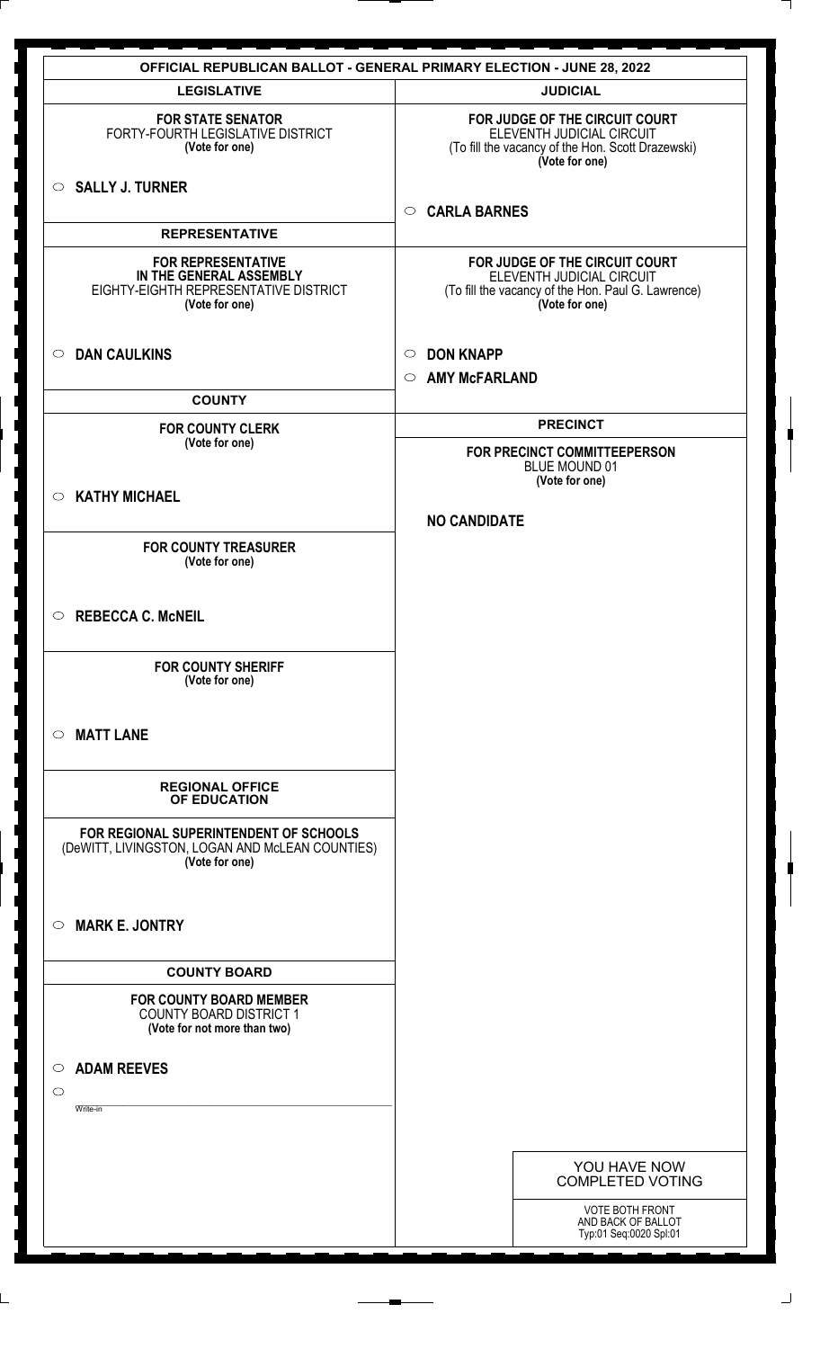# OFFICIAL REPUBLICAN BALLOT - GENERAL PRIMARY ELECTION - JUNE 28, 2022

## LEGISLATIVE

**FOR STATE SENATOR**
FORTY-FOURTH LEGISLATIVE DISTRICT
**(Vote for one)**

○ **SALLY J. TURNER**

## REPRESENTATIVE

**FOR REPRESENTATIVE IN THE GENERAL ASSEMBLY**
EIGHTY-EIGHTH REPRESENTATIVE DISTRICT
**(Vote for one)**

○ **DAN CAULKINS**

## COUNTY

**FOR COUNTY CLERK**
**(Vote for one)**

○ **KATHY MICHAEL**

**FOR COUNTY TREASURER**
**(Vote for one)**

○ **REBECCA C. McNEIL**

**FOR COUNTY SHERIFF**
**(Vote for one)**

○ **MATT LANE**

## REGIONAL OFFICE OF EDUCATION

**FOR REGIONAL SUPERINTENDENT OF SCHOOLS**
(DeWITT, LIVINGSTON, LOGAN AND McLEAN COUNTIES)
**(Vote for one)**

○ **MARK E. JONTRY**

## COUNTY BOARD

**FOR COUNTY BOARD MEMBER**
COUNTY BOARD DISTRICT 1
**(Vote for not more than two)**

○ **ADAM REEVES**

○ ____________________
Write-in

## JUDICIAL

**FOR JUDGE OF THE CIRCUIT COURT**
ELEVENTH JUDICIAL CIRCUIT
(To fill the vacancy of the Hon. Scott Drazewski)
**(Vote for one)**

○ **CARLA BARNES**

**FOR JUDGE OF THE CIRCUIT COURT**
ELEVENTH JUDICIAL CIRCUIT
(To fill the vacancy of the Hon. Paul G. Lawrence)
**(Vote for one)**

○ **DON KNAPP**

○ **AMY McFARLAND**

## PRECINCT

**FOR PRECINCT COMMITTEEPERSON**
BLUE MOUND 01
**(Vote for one)**

**NO CANDIDATE**

YOU HAVE NOW COMPLETED VOTING

VOTE BOTH FRONT AND BACK OF BALLOT
Typ:01 Seq:0020 Spl:01